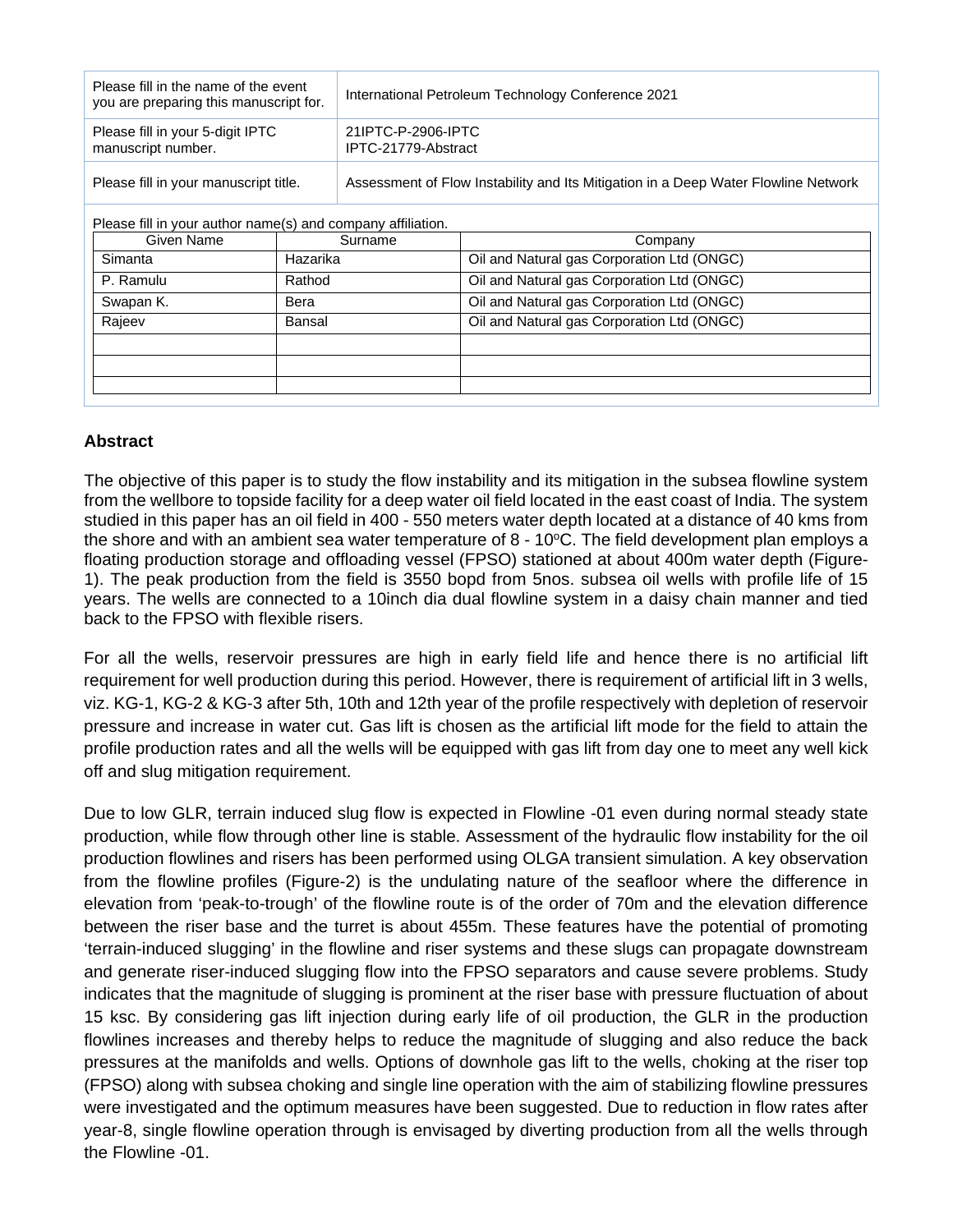| Please fill in the name of the event you are preparing this manuscript for. | International Petroleum Technology Conference 2021 |
|---|---|
| Please fill in your 5-digit IPTC manuscript number. | 21IPTC-P-2906-IPTC<br>IPTC-21779-Abstract |
| Please fill in your manuscript title. | Assessment of Flow Instability and Its Mitigation in a Deep Water Flowline Network |

Please fill in your author name(s) and company affiliation.

| Given Name | Surname | Company |
|---|---|---|
| Simanta | Hazarika | Oil and Natural gas Corporation Ltd (ONGC) |
| P. Ramulu | Rathod | Oil and Natural gas Corporation Ltd (ONGC) |
| Swapan K. | Bera | Oil and Natural gas Corporation Ltd (ONGC) |
| Rajeev | Bansal | Oil and Natural gas Corporation Ltd (ONGC) |
| | | |
| | | |
| | | |

## Abstract

The objective of this paper is to study the flow instability and its mitigation in the subsea flowline system from the wellbore to topside facility for a deep water oil field located in the east coast of India. The system studied in this paper has an oil field in 400 - 550 meters water depth located at a distance of 40 kms from the shore and with an ambient sea water temperature of 8 - 10$^{o}$C. The field development plan employs a floating production storage and offloading vessel (FPSO) stationed at about 400m water depth (Figure-1). The peak production from the field is 3550 bopd from 5nos. subsea oil wells with profile life of 15 years. The wells are connected to a 10inch dia dual flowline system in a daisy chain manner and tied back to the FPSO with flexible risers.

For all the wells, reservoir pressures are high in early field life and hence there is no artificial lift requirement for well production during this period. However, there is requirement of artificial lift in 3 wells, viz. KG-1, KG-2 & KG-3 after 5th, 10th and 12th year of the profile respectively with depletion of reservoir pressure and increase in water cut. Gas lift is chosen as the artificial lift mode for the field to attain the profile production rates and all the wells will be equipped with gas lift from day one to meet any well kick off and slug mitigation requirement.

Due to low GLR, terrain induced slug flow is expected in Flowline -01 even during normal steady state production, while flow through other line is stable. Assessment of the hydraulic flow instability for the oil production flowlines and risers has been performed using OLGA transient simulation. A key observation from the flowline profiles (Figure-2) is the undulating nature of the seafloor where the difference in elevation from 'peak-to-trough' of the flowline route is of the order of 70m and the elevation difference between the riser base and the turret is about 455m. These features have the potential of promoting 'terrain-induced slugging' in the flowline and riser systems and these slugs can propagate downstream and generate riser-induced slugging flow into the FPSO separators and cause severe problems. Study indicates that the magnitude of slugging is prominent at the riser base with pressure fluctuation of about 15 ksc. By considering gas lift injection during early life of oil production, the GLR in the production flowlines increases and thereby helps to reduce the magnitude of slugging and also reduce the back pressures at the manifolds and wells. Options of downhole gas lift to the wells, choking at the riser top (FPSO) along with subsea choking and single line operation with the aim of stabilizing flowline pressures were investigated and the optimum measures have been suggested. Due to reduction in flow rates after year-8, single flowline operation through is envisaged by diverting production from all the wells through the Flowline -01.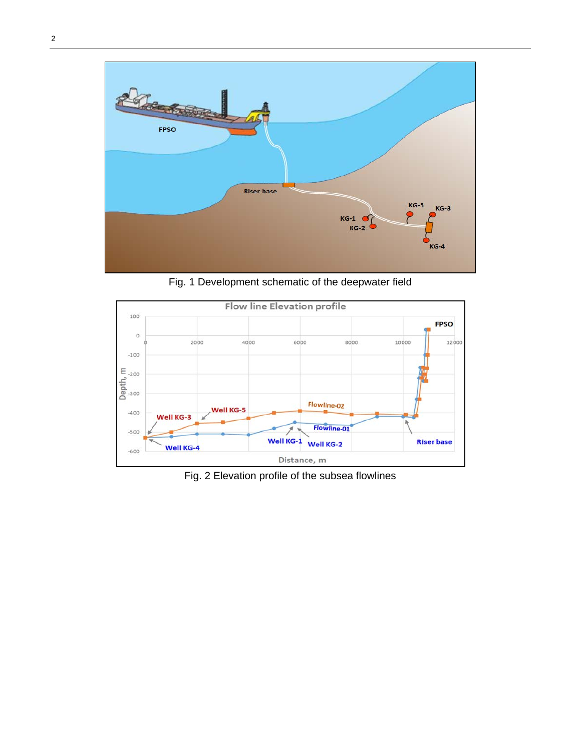FPSO

Riser base

KG-1

KG-2

KG-5

KG-3

KG-4

Fig. 1 Development schematic of the deepwater field

Flow line Elevation profile

Depth, m

100
0
-100
-200
-300
-400
-500
-600

0
2000
4000
6000
8000
10000
12000

Distance, m

FPSO

Well KG-3

Well KG-5

Flowline-02

Flowline-01

Well KG-4

Well KG-1

Well KG-2

Riser base

Fig. 2 Elevation profile of the subsea flowlines